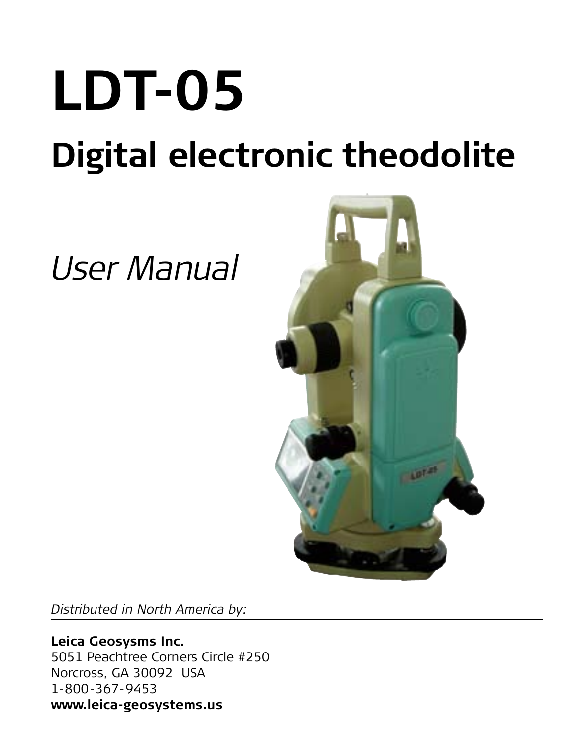# LDT-05

## Digital electronic theodolite

*User Manual*

*Distributed in North America by:*

**Leica Geosysms Inc.**
5051 Peachtree Corners Circle #250
Norcross, GA 30092 USA
1-800-367-9453
**www.leica-geosystems.us**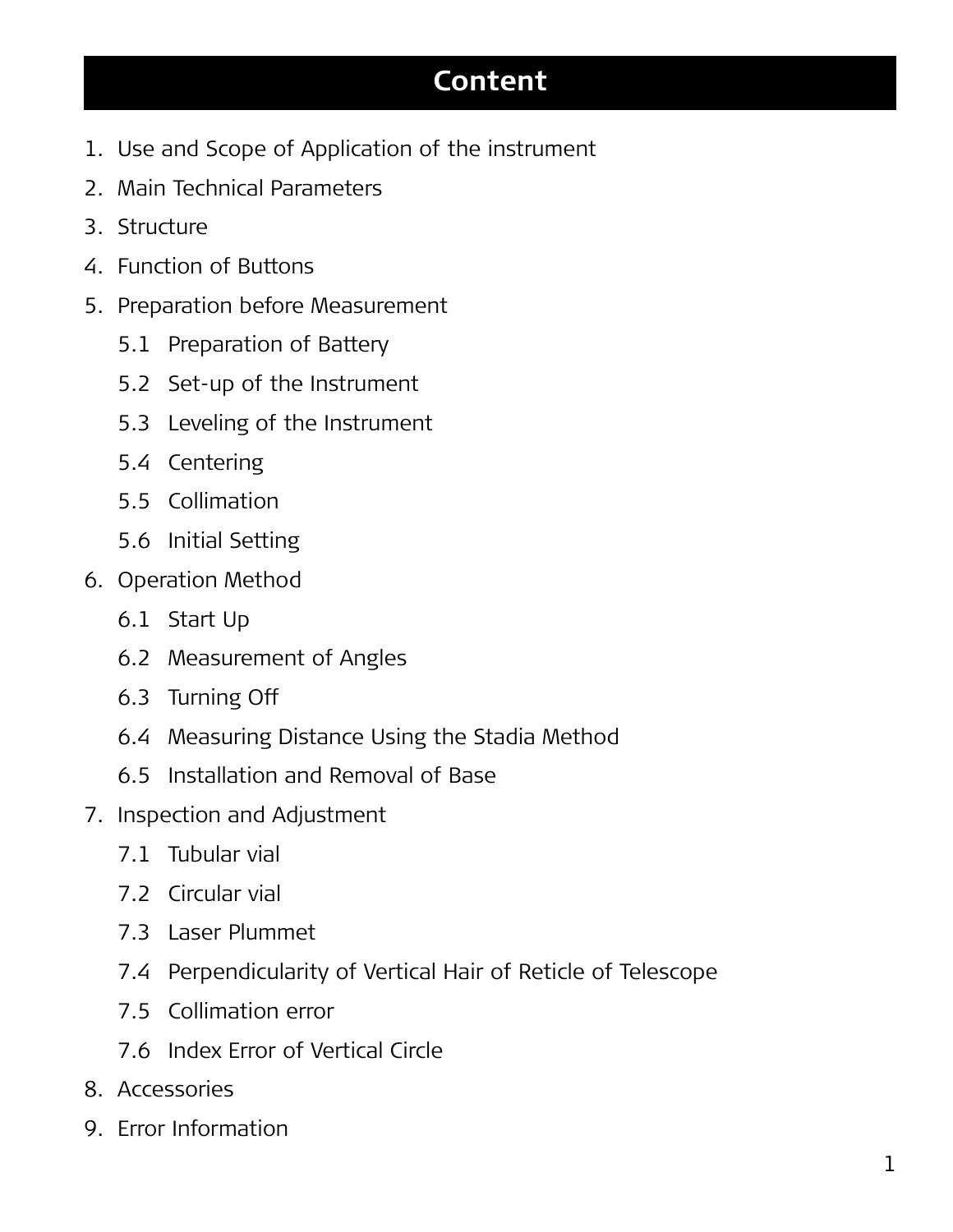# Content

1. Use and Scope of Application of the instrument
2. Main Technical Parameters
3. Structure
4. Function of Buttons
5. Preparation before Measurement
   - 5.1 Preparation of Battery
   - 5.2 Set-up of the Instrument
   - 5.3 Leveling of the Instrument
   - 5.4 Centering
   - 5.5 Collimation
   - 5.6 Initial Setting
6. Operation Method
   - 6.1 Start Up
   - 6.2 Measurement of Angles
   - 6.3 Turning Off
   - 6.4 Measuring Distance Using the Stadia Method
   - 6.5 Installation and Removal of Base
7. Inspection and Adjustment
   - 7.1 Tubular vial
   - 7.2 Circular vial
   - 7.3 Laser Plummet
   - 7.4 Perpendicularity of Vertical Hair of Reticle of Telescope
   - 7.5 Collimation error
   - 7.6 Index Error of Vertical Circle
8. Accessories
9. Error Information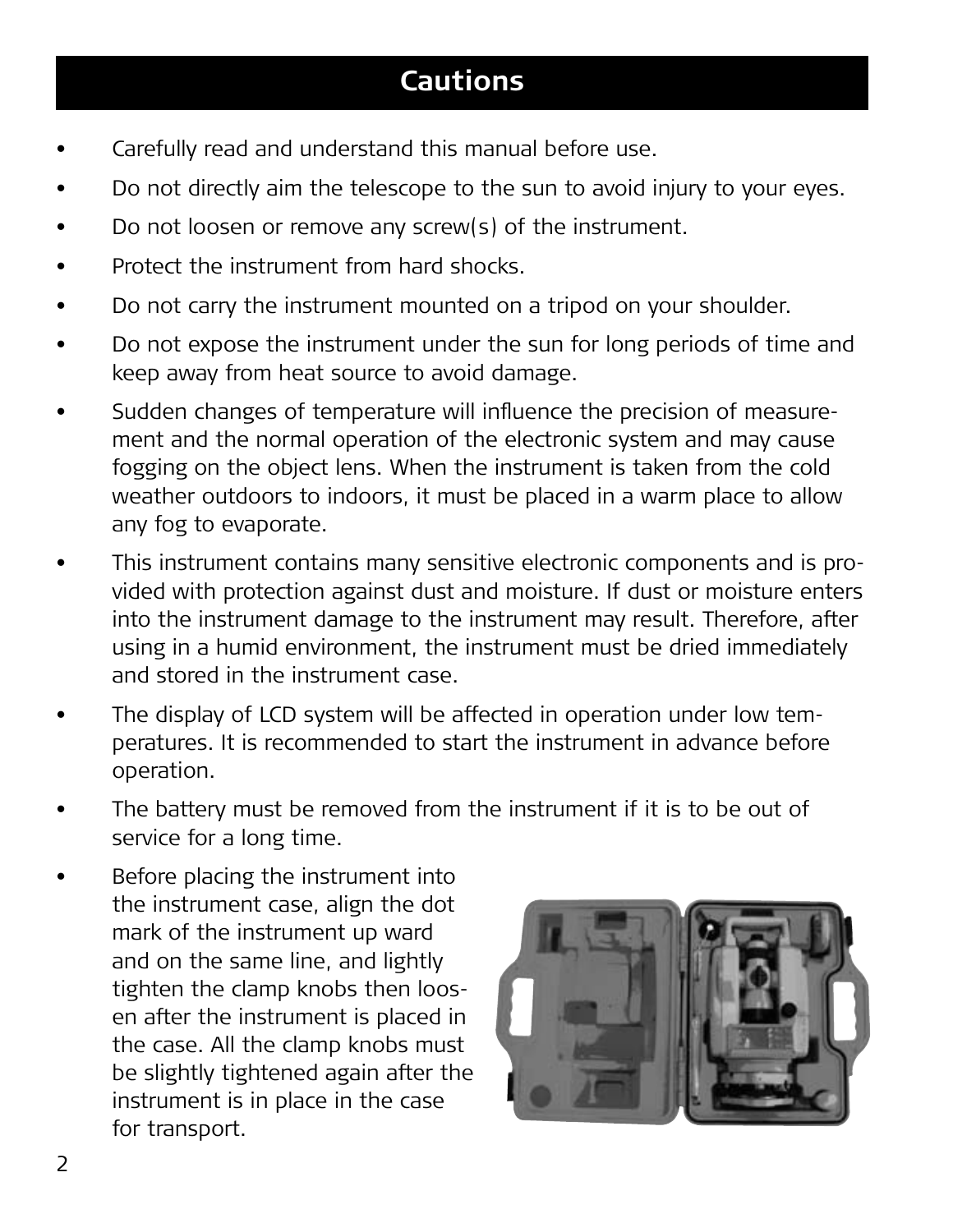# Cautions

- Carefully read and understand this manual before use.
- Do not directly aim the telescope to the sun to avoid injury to your eyes.
- Do not loosen or remove any screw(s) of the instrument.
- Protect the instrument from hard shocks.
- Do not carry the instrument mounted on a tripod on your shoulder.
- Do not expose the instrument under the sun for long periods of time and keep away from heat source to avoid damage.
- Sudden changes of temperature will influence the precision of measurement and the normal operation of the electronic system and may cause fogging on the object lens. When the instrument is taken from the cold weather outdoors to indoors, it must be placed in a warm place to allow any fog to evaporate.
- This instrument contains many sensitive electronic components and is provided with protection against dust and moisture. If dust or moisture enters into the instrument damage to the instrument may result. Therefore, after using in a humid environment, the instrument must be dried immediately and stored in the instrument case.
- The display of LCD system will be affected in operation under low temperatures. It is recommended to start the instrument in advance before operation.
- The battery must be removed from the instrument if it is to be out of service for a long time.
- Before placing the instrument into the instrument case, align the dot mark of the instrument up ward and on the same line, and lightly tighten the clamp knobs then loosen after the instrument is placed in the case. All the clamp knobs must be slightly tightened again after the instrument is in place in the case for transport.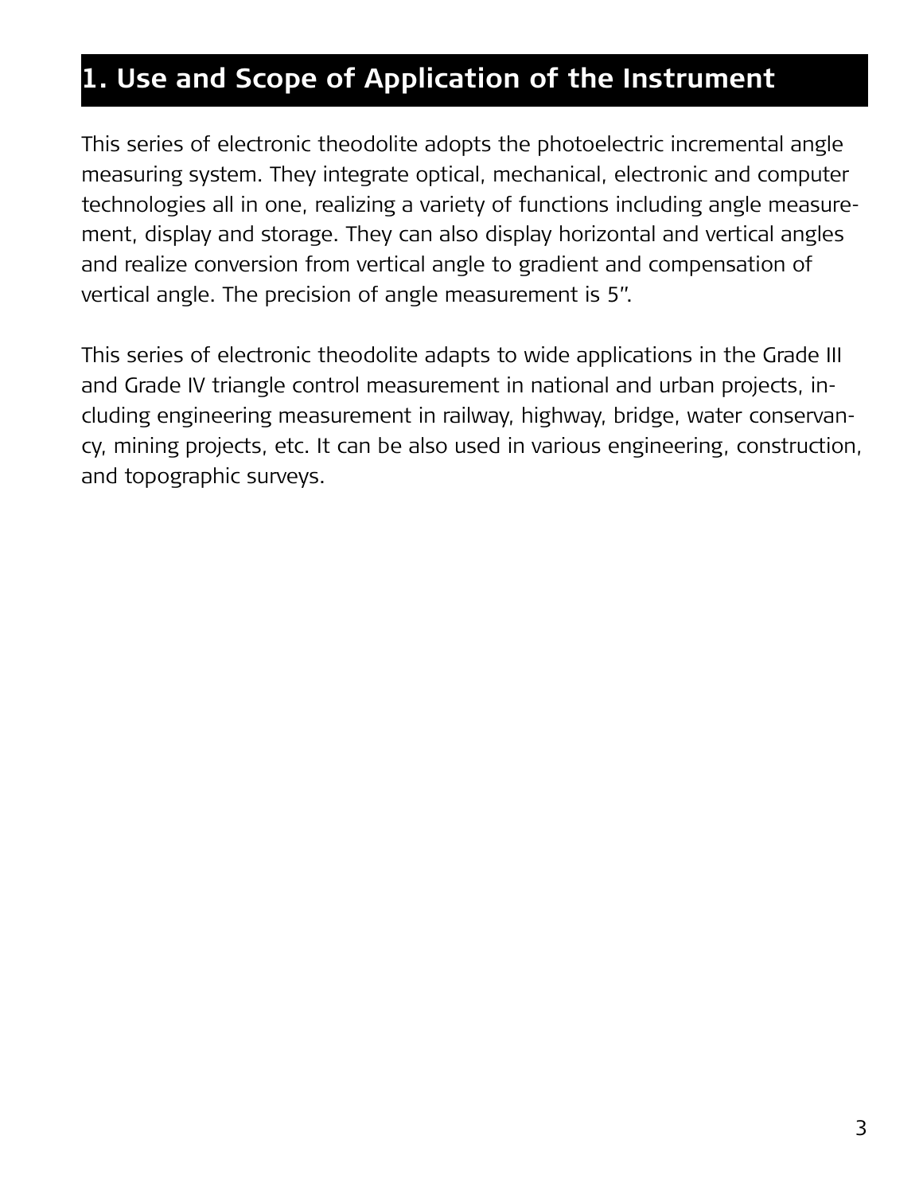# 1. Use and Scope of Application of the Instrument

This series of electronic theodolite adopts the photoelectric incremental angle measuring system. They integrate optical, mechanical, electronic and computer technologies all in one, realizing a variety of functions including angle measurement, display and storage. They can also display horizontal and vertical angles and realize conversion from vertical angle to gradient and compensation of vertical angle. The precision of angle measurement is 5".

This series of electronic theodolite adapts to wide applications in the Grade III and Grade IV triangle control measurement in national and urban projects, including engineering measurement in railway, highway, bridge, water conservancy, mining projects, etc. It can be also used in various engineering, construction, and topographic surveys.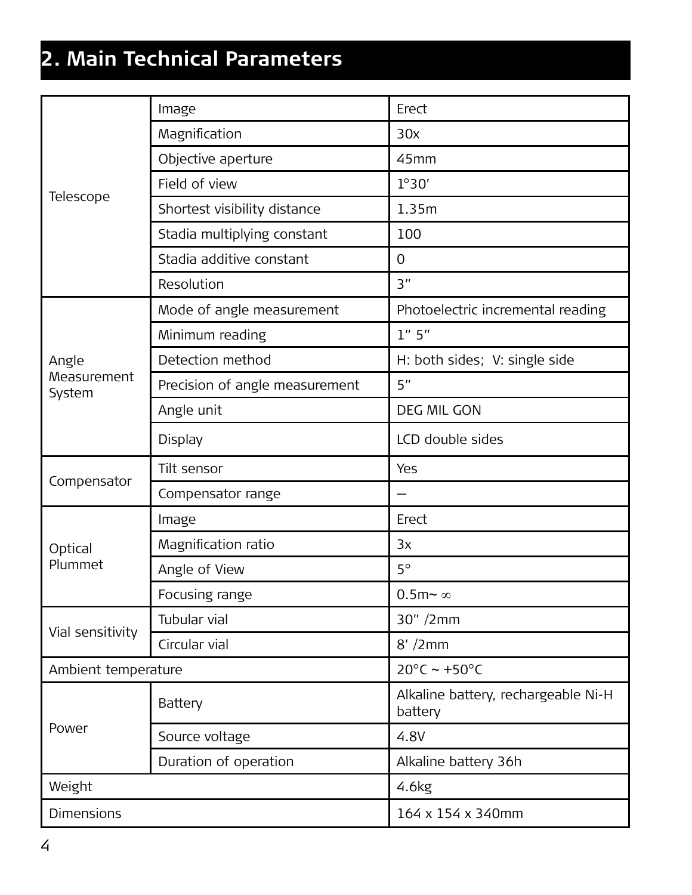## 2. Main Technical Parameters

| | | |
|---|---|---|
| Telescope | Image | Erect |
| | Magnification | 30x |
| | Objective aperture | 45mm |
| | Field of view | 1°30′ |
| | Shortest visibility distance | 1.35m |
| | Stadia multiplying constant | 100 |
| | Stadia additive constant | 0 |
| | Resolution | 3″ |
| Angle Measurement System | Mode of angle measurement | Photoelectric incremental reading |
| | Minimum reading | 1″ 5″ |
| | Detection method | H: both sides; V: single side |
| | Precision of angle measurement | 5″ |
| | Angle unit | DEG MIL GON |
| | Display | LCD double sides |
| Compensator | Tilt sensor | Yes |
| | Compensator range | — |
| Optical Plummet | Image | Erect |
| | Magnification ratio | 3x |
| | Angle of View | 5° |
| | Focusing range | 0.5m~ ∞ |
| Vial sensitivity | Tubular vial | 30″ /2mm |
| | Circular vial | 8′ /2mm |
| Ambient temperature | | 20°C ~ +50°C |
| Power | Battery | Alkaline battery, rechargeable Ni-H battery |
| | Source voltage | 4.8V |
| | Duration of operation | Alkaline battery 36h |
| Weight | | 4.6kg |
| Dimensions | | 164 x 154 x 340mm |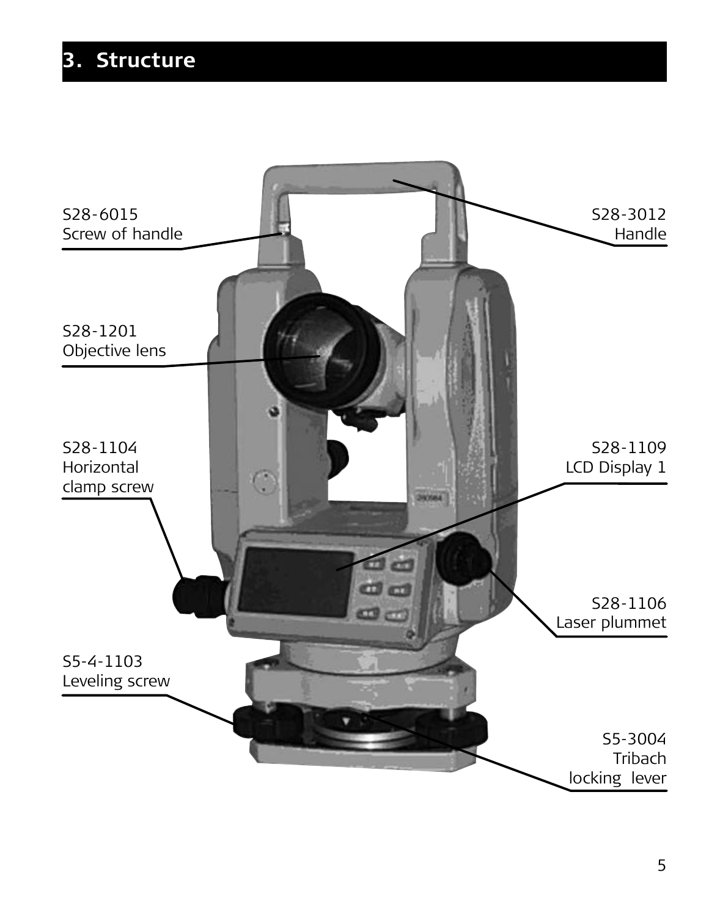## 3. Structure

S28-6015
Screw of handle

S28-3012
Handle

S28-1201
Objective lens

S28-1104
Horizontal
clamp screw

S28-1109
LCD Display 1

S28-1106
Laser plummet

S5-4-1103
Leveling screw

S5-3004
Tribach
locking lever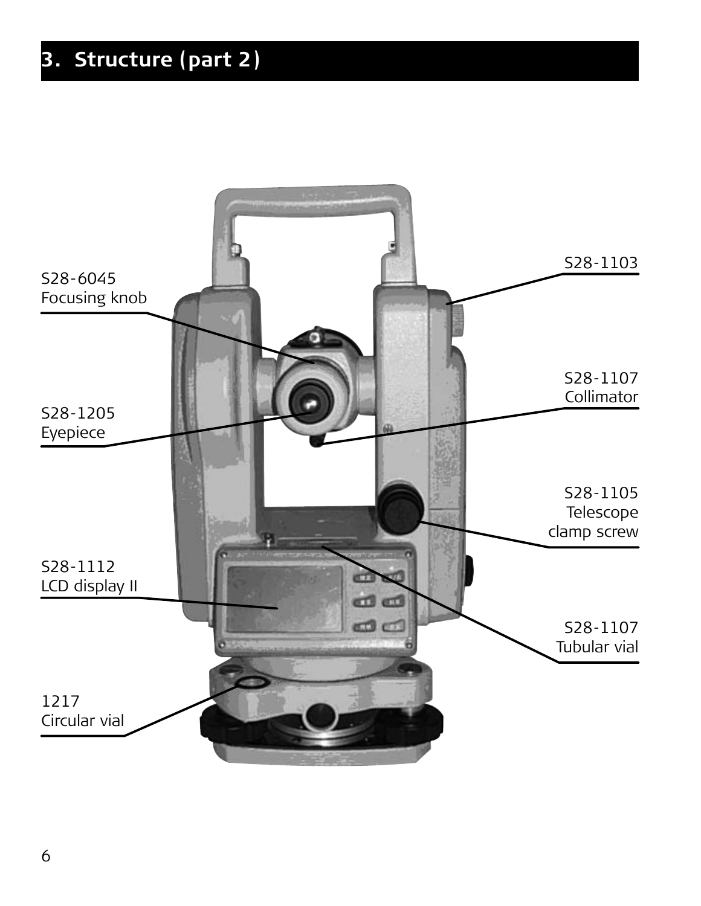# 3. Structure (part 2)

S28-6045
Focusing knob

S28-1205
Eyepiece

S28-1112
LCD display II

1217
Circular vial

S28-1103

S28-1107
Collimator

S28-1105
Telescope
clamp screw

S28-1107
Tubular vial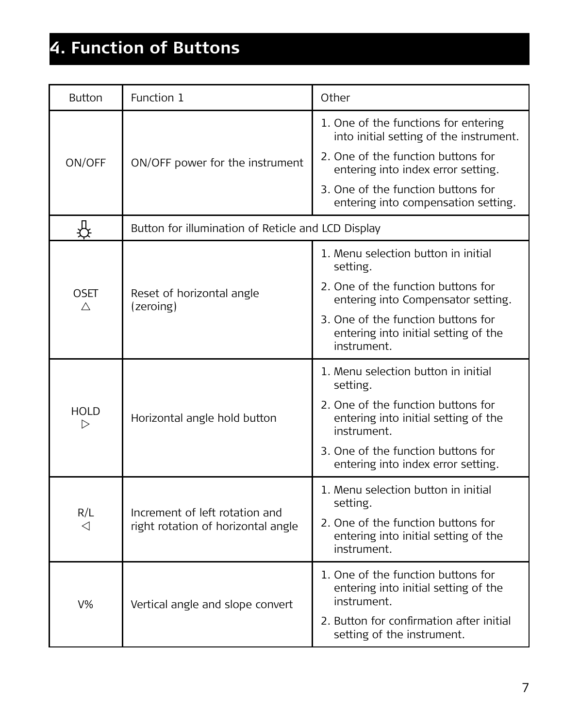# 4. Function of Buttons

| Button | Function 1 | Other |
| --- | --- | --- |
| ON/OFF | ON/OFF power for the instrument | 1. One of the functions for entering into initial setting of the instrument.<br>2. One of the function buttons for entering into index error setting.<br>3. One of the function buttons for entering into compensation setting. |
| ☼ | Button for illumination of Reticle and LCD Display | |
| OSET △ | Reset of horizontal angle (zeroing) | 1. Menu selection button in initial setting.<br>2. One of the function buttons for entering into Compensator setting.<br>3. One of the function buttons for entering into initial setting of the instrument. |
| HOLD ▷ | Horizontal angle hold button | 1. Menu selection button in initial setting.<br>2. One of the function buttons for entering into initial setting of the instrument.<br>3. One of the function buttons for entering into index error setting. |
| R/L ◁ | Increment of left rotation and right rotation of horizontal angle | 1. Menu selection button in initial setting.<br>2. One of the function buttons for entering into initial setting of the instrument. |
| V% | Vertical angle and slope convert | 1. One of the function buttons for entering into initial setting of the instrument.<br>2. Button for confirmation after initial setting of the instrument. |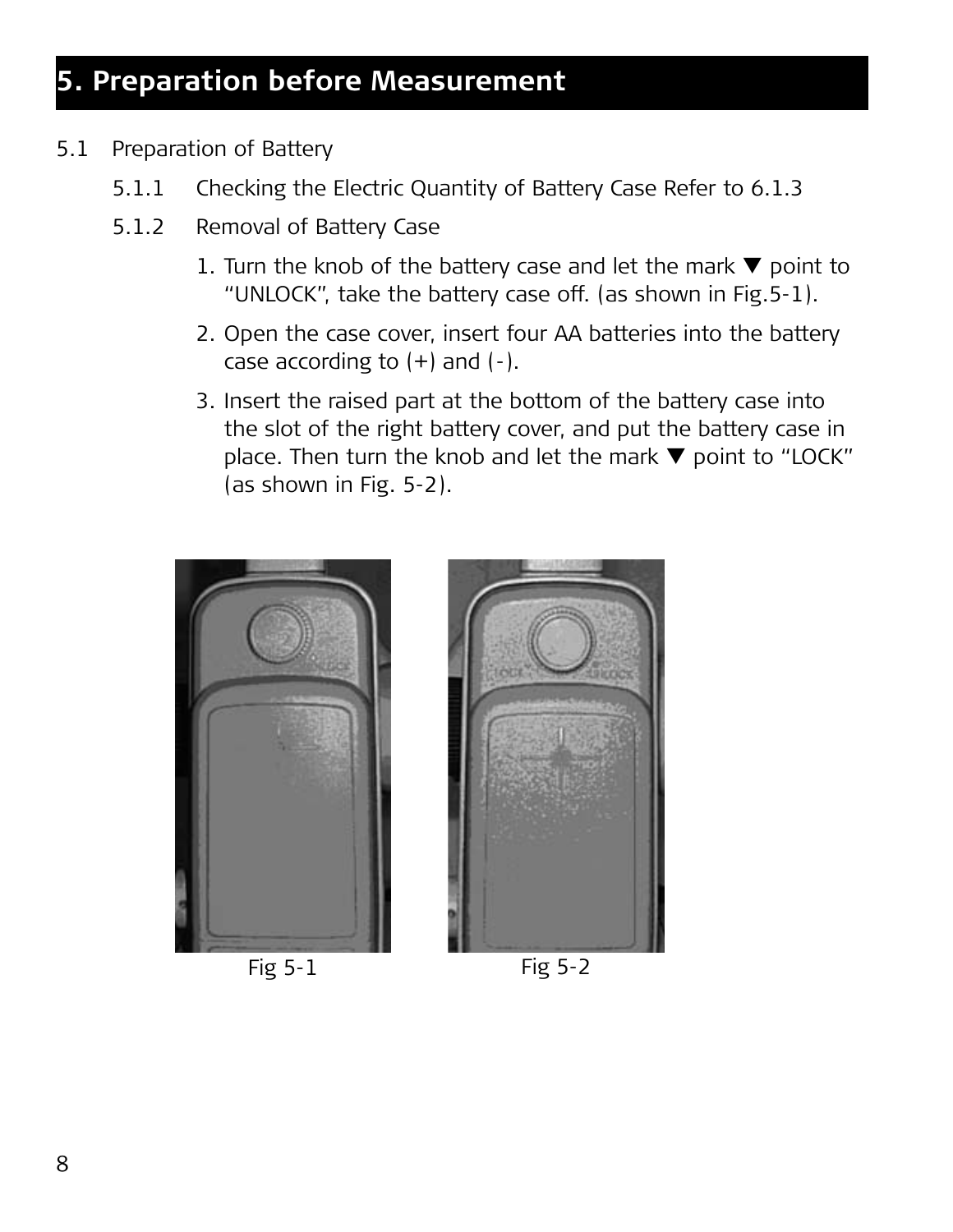# 5. Preparation before Measurement

5.1 Preparation of Battery

5.1.1 Checking the Electric Quantity of Battery Case Refer to 6.1.3

5.1.2 Removal of Battery Case

1. Turn the knob of the battery case and let the mark ▼ point to "UNLOCK", take the battery case off. (as shown in Fig.5-1).
2. Open the case cover, insert four AA batteries into the battery case according to (+) and (-).
3. Insert the raised part at the bottom of the battery case into the slot of the right battery cover, and put the battery case in place. Then turn the knob and let the mark ▼ point to "LOCK" (as shown in Fig. 5-2).

Fig 5-1

Fig 5-2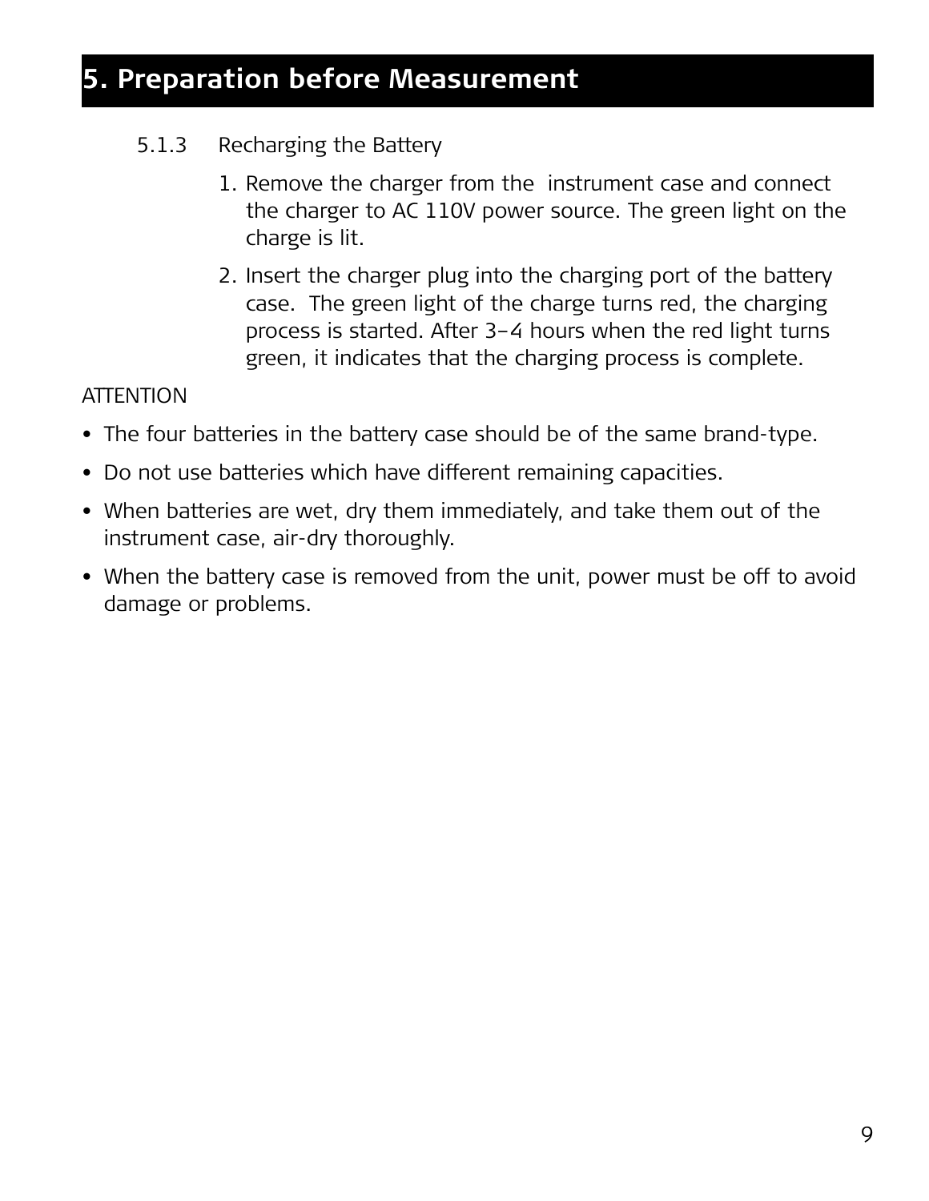# 5. Preparation before Measurement

### 5.1.3 Recharging the Battery

1. Remove the charger from the  instrument case and connect the charger to AC 110V power source. The green light on the charge is lit.
2. Insert the charger plug into the charging port of the battery case.  The green light of the charge turns red, the charging process is started. After 3–4 hours when the red light turns green, it indicates that the charging process is complete.

ATTENTION

- The four batteries in the battery case should be of the same brand-type.
- Do not use batteries which have different remaining capacities.
- When batteries are wet, dry them immediately, and take them out of the instrument case, air-dry thoroughly.
- When the battery case is removed from the unit, power must be off to avoid damage or problems.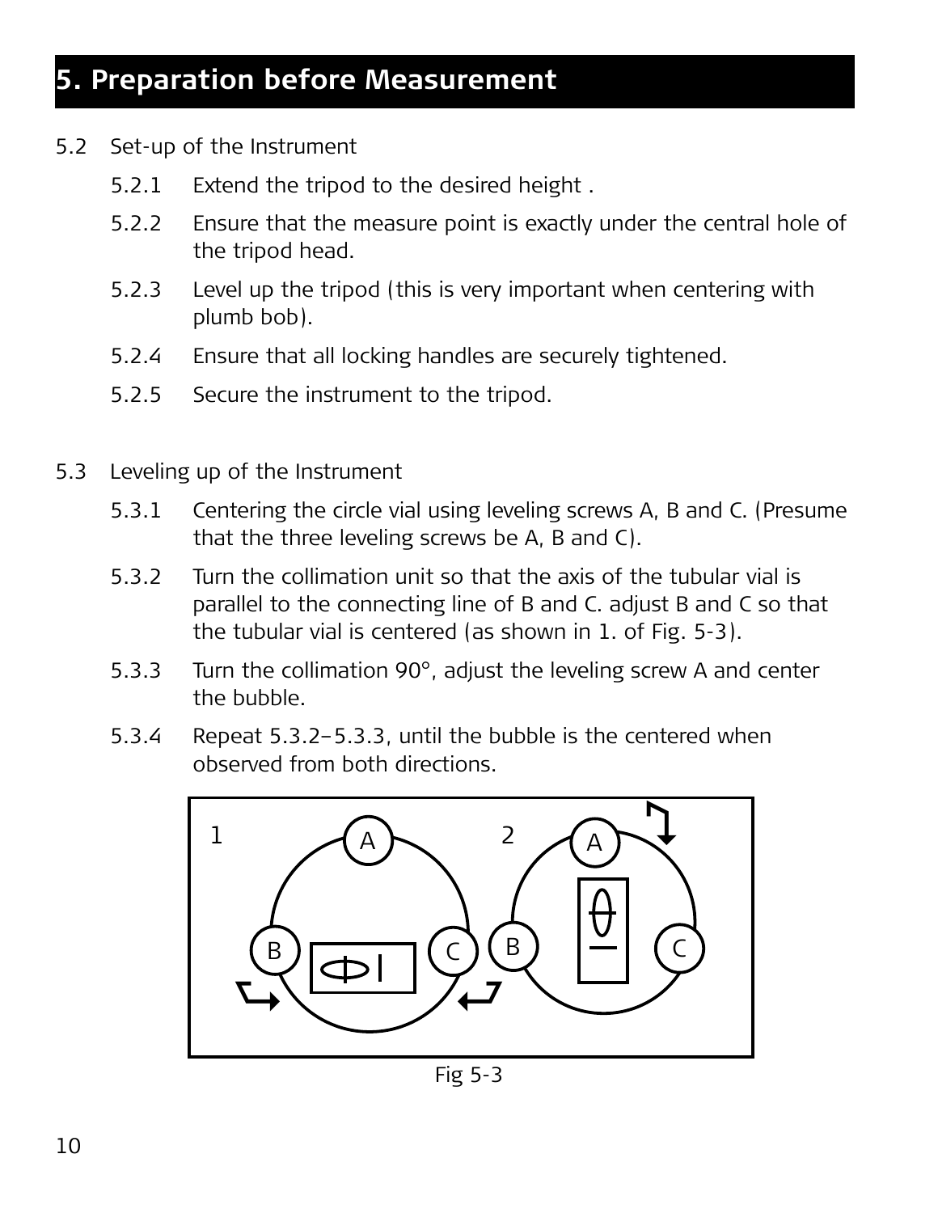# 5. Preparation before Measurement

5.2 Set-up of the Instrument

- 5.2.1 Extend the tripod to the desired height .
- 5.2.2 Ensure that the measure point is exactly under the central hole of the tripod head.
- 5.2.3 Level up the tripod (this is very important when centering with plumb bob).
- 5.2.4 Ensure that all locking handles are securely tightened.
- 5.2.5 Secure the instrument to the tripod.

5.3 Leveling up of the Instrument

- 5.3.1 Centering the circle vial using leveling screws A, B and C. (Presume that the three leveling screws be A, B and C).
- 5.3.2 Turn the collimation unit so that the axis of the tubular vial is parallel to the connecting line of B and C. adjust B and C so that the tubular vial is centered (as shown in 1. of Fig. 5-3).
- 5.3.3 Turn the collimation 90°, adjust the leveling screw A and center the bubble.
- 5.3.4 Repeat 5.3.2–5.3.3, until the bubble is the centered when observed from both directions.

Fig 5-3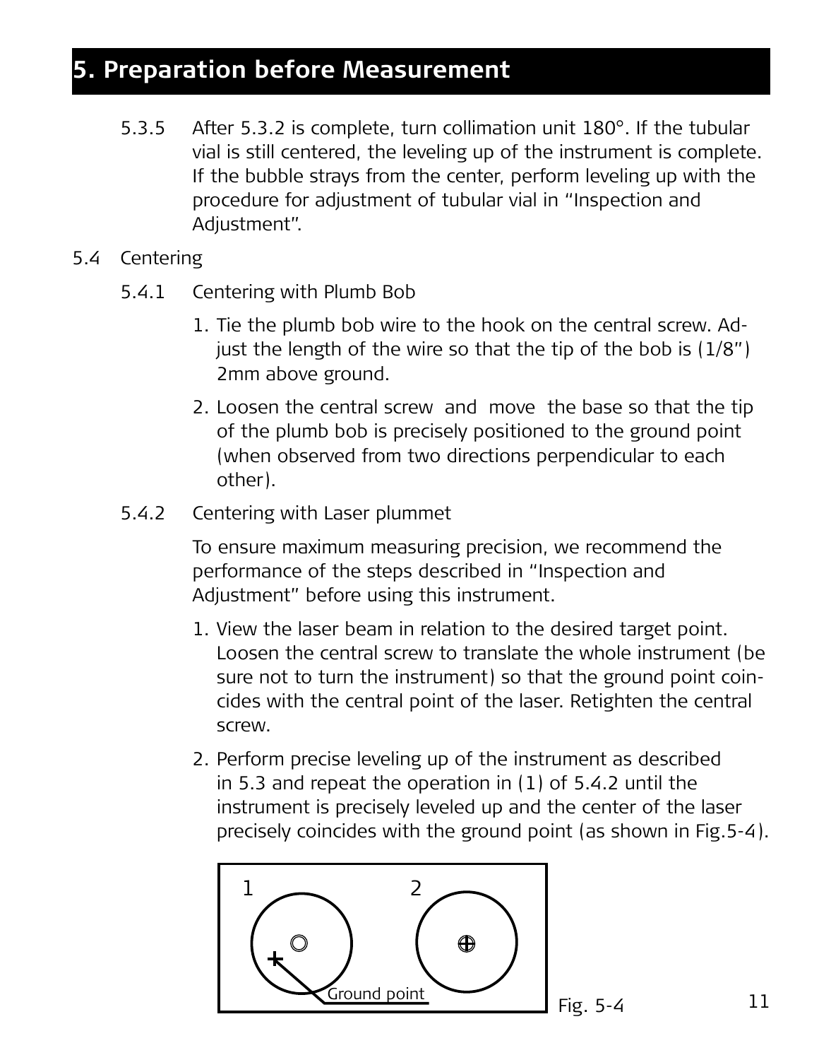# 5. Preparation before Measurement

5.3.5 After 5.3.2 is complete, turn collimation unit 180°. If the tubular vial is still centered, the leveling up of the instrument is complete. If the bubble strays from the center, perform leveling up with the procedure for adjustment of tubular vial in "Inspection and Adjustment".

5.4 Centering

5.4.1 Centering with Plumb Bob

1. Tie the plumb bob wire to the hook on the central screw. Adjust the length of the wire so that the tip of the bob is (1/8") 2mm above ground.
2. Loosen the central screw and move the base so that the tip of the plumb bob is precisely positioned to the ground point (when observed from two directions perpendicular to each other).

5.4.2 Centering with Laser plummet

To ensure maximum measuring precision, we recommend the performance of the steps described in "Inspection and Adjustment" before using this instrument.

1. View the laser beam in relation to the desired target point. Loosen the central screw to translate the whole instrument (be sure not to turn the instrument) so that the ground point coincides with the central point of the laser. Retighten the central screw.
2. Perform precise leveling up of the instrument as described in 5.3 and repeat the operation in (1) of 5.4.2 until the instrument is precisely leveled up and the center of the laser precisely coincides with the ground point (as shown in Fig.5-4).

1 2

Ground point

Fig. 5-4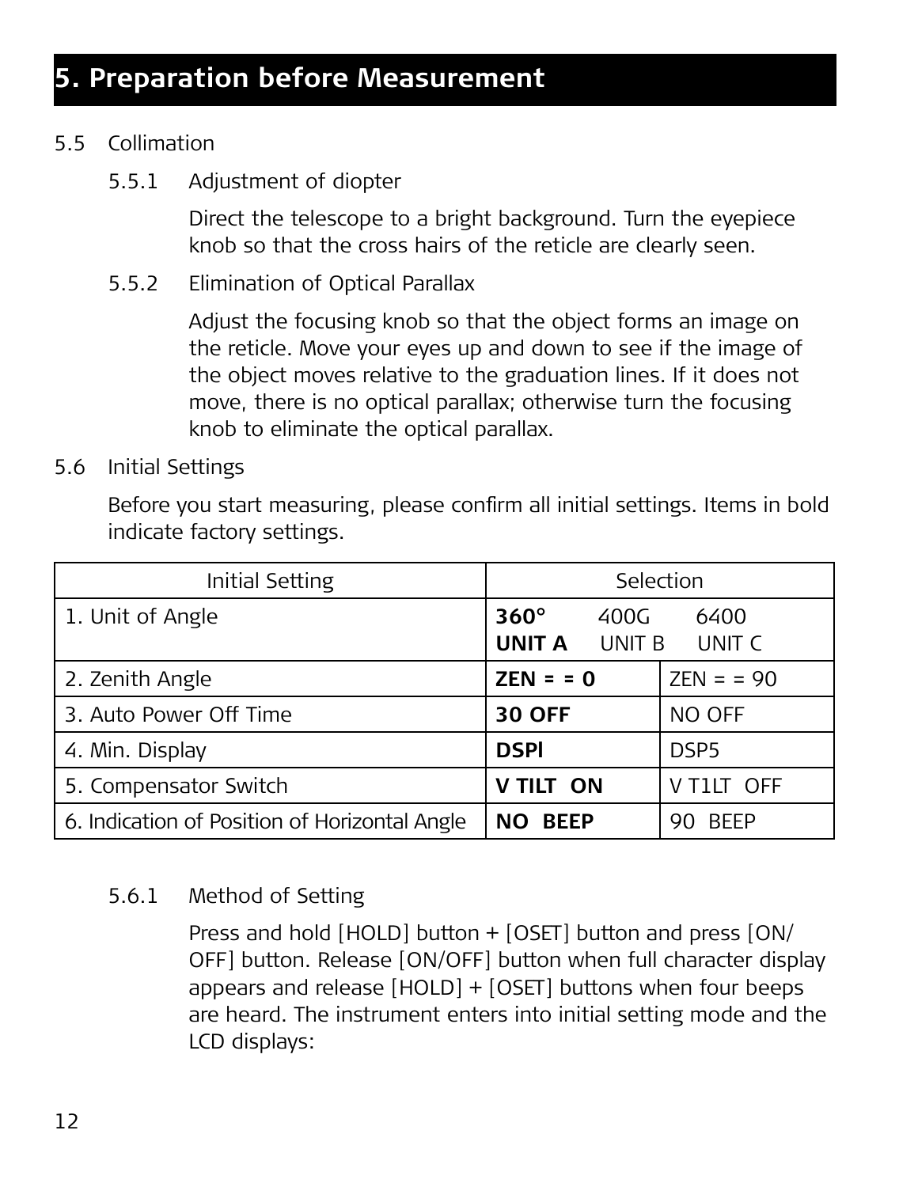# 5. Preparation before Measurement

5.5 Collimation

5.5.1 Adjustment of diopter

Direct the telescope to a bright background. Turn the eyepiece knob so that the cross hairs of the reticle are clearly seen.

5.5.2 Elimination of Optical Parallax

Adjust the focusing knob so that the object forms an image on the reticle. Move your eyes up and down to see if the image of the object moves relative to the graduation lines. If it does not move, there is no optical parallax; otherwise turn the focusing knob to eliminate the optical parallax.

5.6 Initial Settings

Before you start measuring, please confirm all initial settings. Items in bold indicate factory settings.

| Initial Setting | Selection | |
|---|---|---|
| 1. Unit of Angle | **360°** 400G 6400<br>**UNIT A** UNIT B UNIT C | |
| 2. Zenith Angle | **ZEN = = 0** | ZEN = = 90 |
| 3. Auto Power Off Time | **30 OFF** | NO OFF |
| 4. Min. Display | **DSPl** | DSP5 |
| 5. Compensator Switch | **V TILT ON** | V T1LT OFF |
| 6. Indication of Position of Horizontal Angle | **NO BEEP** | 90 BEEP |

5.6.1 Method of Setting

Press and hold [HOLD] button + [OSET] button and press [ON/OFF] button. Release [ON/OFF] button when full character display appears and release [HOLD] + [OSET] buttons when four beeps are heard. The instrument enters into initial setting mode and the LCD displays: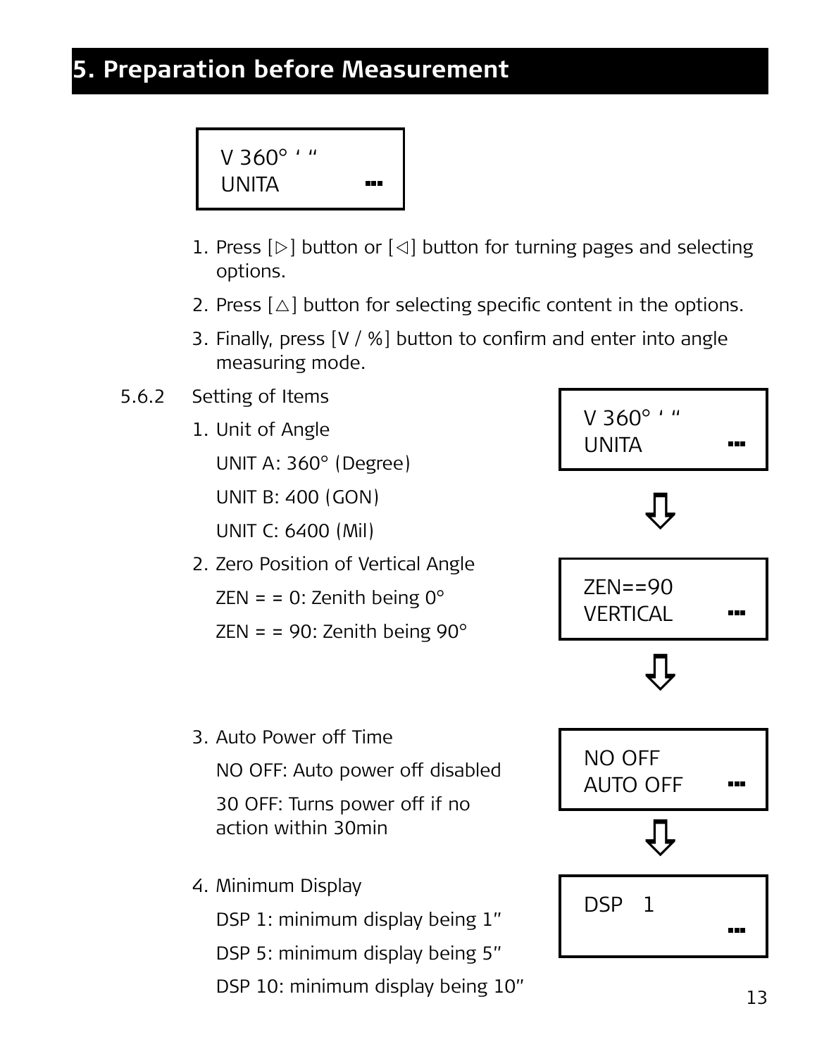# 5. Preparation before Measurement

```
V 360° ' "
UNITA          ▪▪▪
```

1. Press [▷] button or [◁] button for turning pages and selecting options.
2. Press [△] button for selecting specific content in the options.
3. Finally, press [V / %] button to confirm and enter into angle measuring mode.

5.6.2 Setting of Items

1. Unit of Angle

   UNIT A: 360° (Degree)

   UNIT B: 400 (GON)

   UNIT C: 6400 (Mil)

```
V 360° ' "
UNITA          ▪▪▪
```

⇩

2. Zero Position of Vertical Angle

   ZEN = = 0: Zenith being 0°

   ZEN = = 90: Zenith being 90°

```
ZEN==90
VERTICAL       ▪▪▪
```

⇩

3. Auto Power off Time

   NO OFF: Auto power off disabled

   30 OFF: Turns power off if no action within 30min

```
NO OFF
AUTO OFF       ▪▪▪
```

⇩

4. Minimum Display

   DSP 1: minimum display being 1"

   DSP 5: minimum display being 5"

   DSP 10: minimum display being 10"

```
DSP   1
               ▪▪▪
```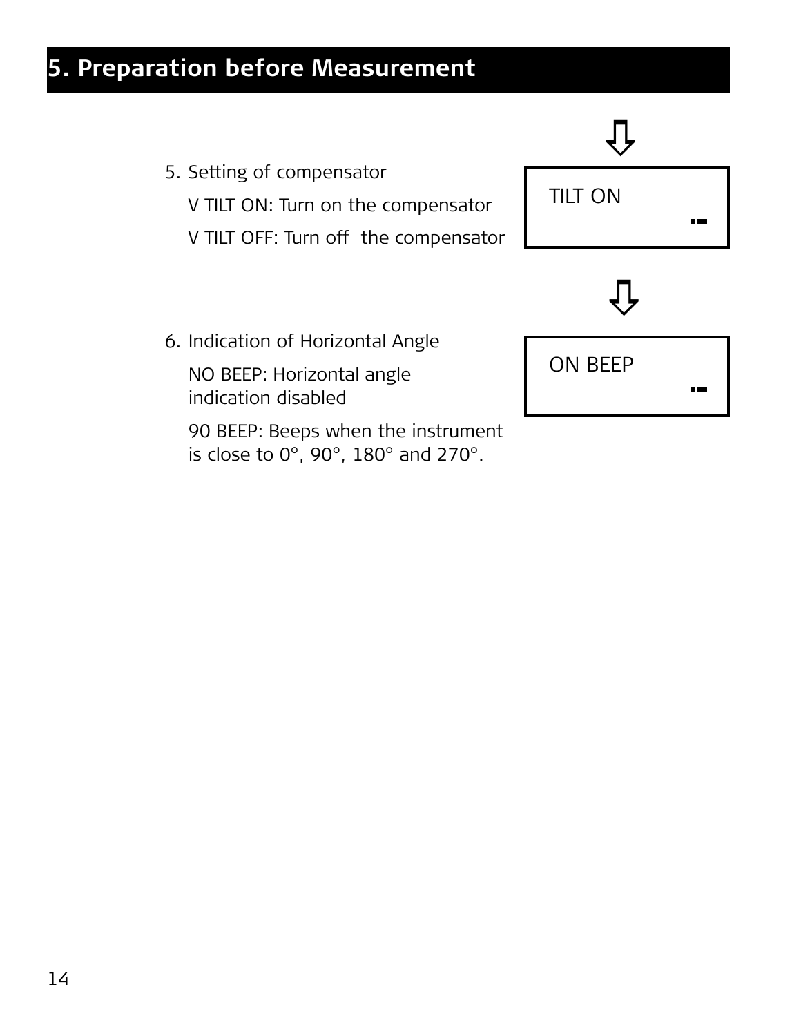# 5. Preparation before Measurement

5. Setting of compensator

   V TILT ON: Turn on the compensator

   V TILT OFF: Turn off  the compensator

TILT ON

6. Indication of Horizontal Angle

   NO BEEP: Horizontal angle indication disabled

   90 BEEP: Beeps when the instrument is close to 0°, 90°, 180° and 270°.

ON BEEP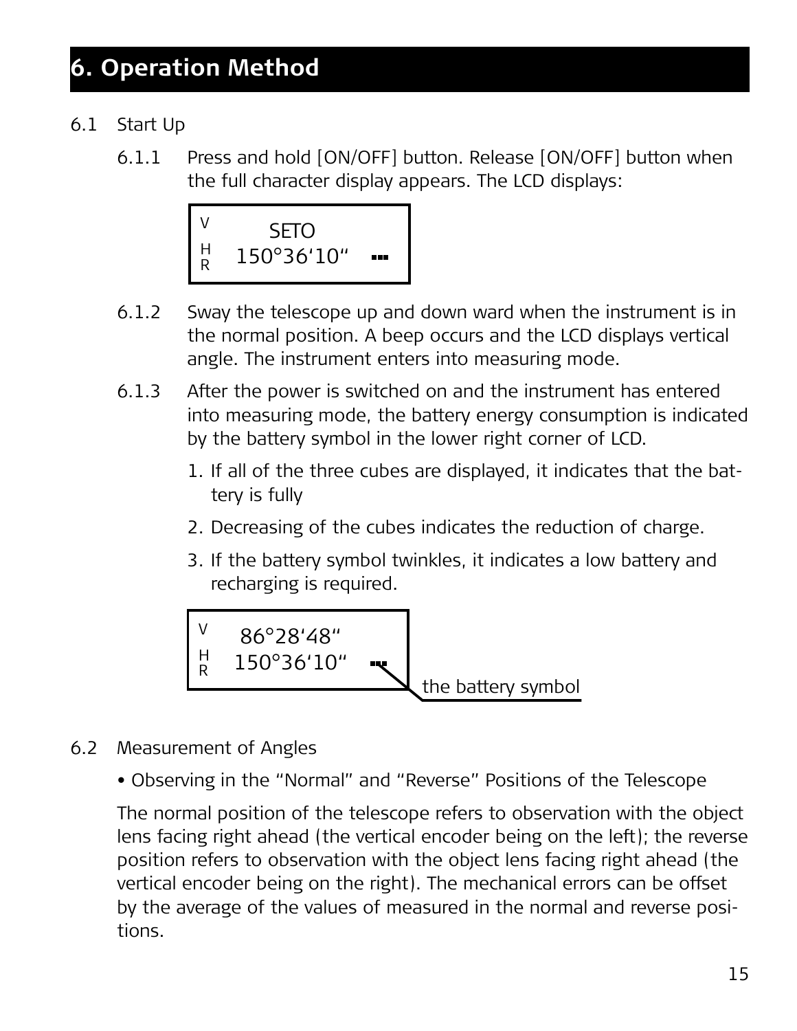# 6. Operation Method

6.1 Start Up

6.1.1 Press and hold [ON/OFF] button. Release [ON/OFF] button when the full character display appears. The LCD displays:

```
V        SETO
HR   150°36'10"   ▪▪▪
```

6.1.2 Sway the telescope up and down ward when the instrument is in the normal position. A beep occurs and the LCD displays vertical angle. The instrument enters into measuring mode.

6.1.3 After the power is switched on and the instrument has entered into measuring mode, the battery energy consumption is indicated by the battery symbol in the lower right corner of LCD.

1. If all of the three cubes are displayed, it indicates that the battery is fully
2. Decreasing of the cubes indicates the reduction of charge.
3. If the battery symbol twinkles, it indicates a low battery and recharging is required.

```
V     86°28'48"
HR   150°36'10"   ▪▪▪
```

the battery symbol

6.2 Measurement of Angles

• Observing in the "Normal" and "Reverse" Positions of the Telescope

The normal position of the telescope refers to observation with the object lens facing right ahead (the vertical encoder being on the left); the reverse position refers to observation with the object lens facing right ahead (the vertical encoder being on the right). The mechanical errors can be offset by the average of the values of measured in the normal and reverse positions.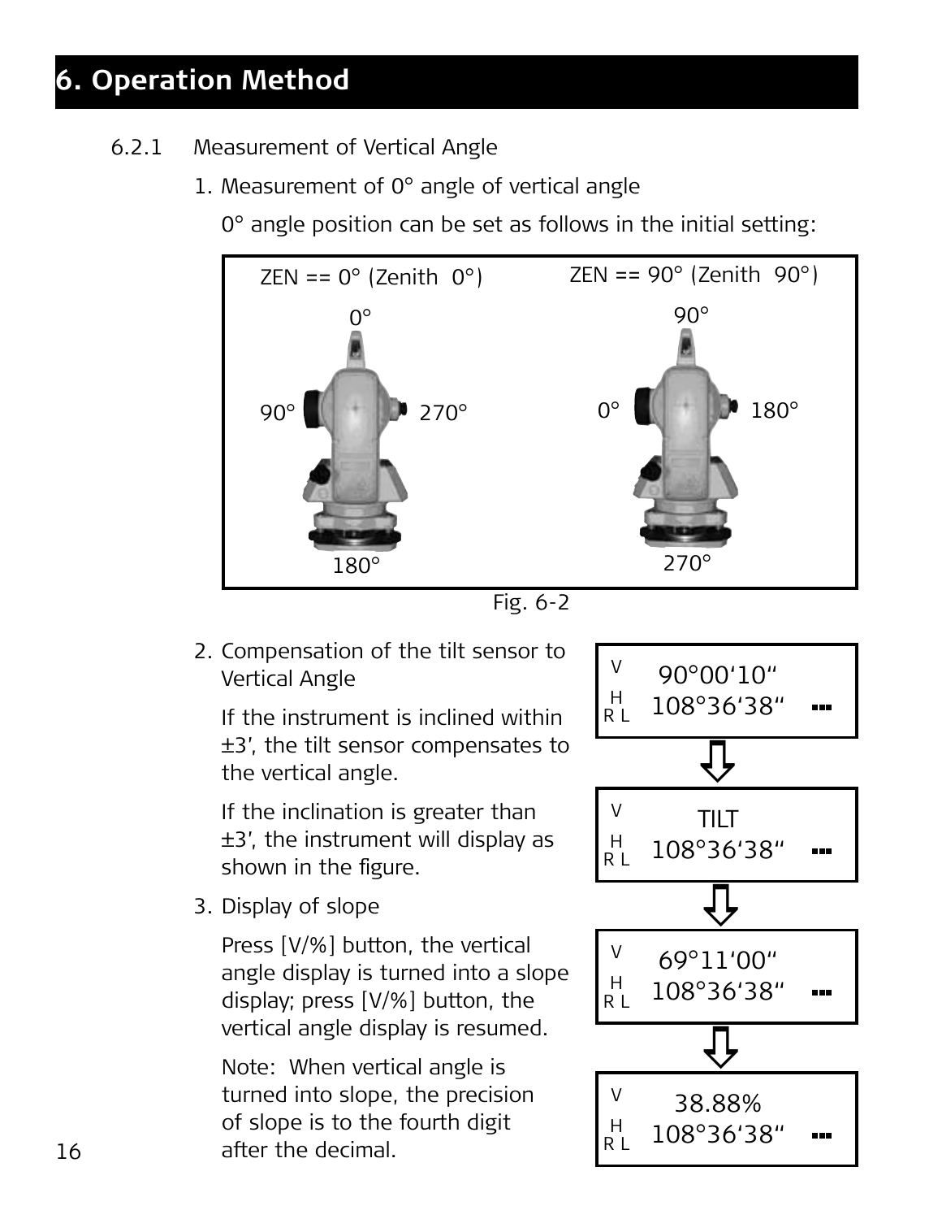# 6. Operation Method

6.2.1 Measurement of Vertical Angle

1. Measurement of 0° angle of vertical angle

   0° angle position can be set as follows in the initial setting:

   ZEN == 0° (Zenith 0°) — 0°, 90°, 270°, 180°

   ZEN == 90° (Zenith 90°) — 90°, 0°, 180°, 270°

   Fig. 6-2

2. Compensation of the tilt sensor to Vertical Angle

   If the instrument is inclined within ±3', the tilt sensor compensates to the vertical angle.

   If the inclination is greater than ±3', the instrument will display as shown in the figure.

```
V    90°00'10"
H
RL  108°36'38"
```

```
V      TILT
H
RL  108°36'38"
```

3. Display of slope

   Press [V/%] button, the vertical angle display is turned into a slope display; press [V/%] button, the vertical angle display is resumed.

   Note: When vertical angle is turned into slope, the precision of slope is to the fourth digit after the decimal.

```
V    69°11'00"
H
RL  108°36'38"
```

```
V     38.88%
H
RL  108°36'38"
```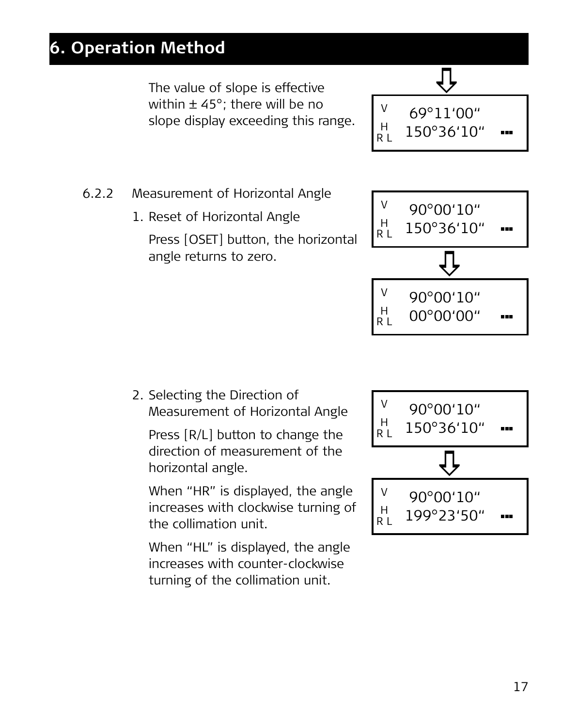# 6. Operation Method

The value of slope is effective within ± 45°; there will be no slope display exceeding this range.

```
⇩
V    69°11'00"
H   150°36'10"   ▪▪▪
R L
```

6.2.2 Measurement of Horizontal Angle

1. Reset of Horizontal Angle

   Press [OSET] button, the horizontal angle returns to zero.

```
V    90°00'10"
H   150°36'10"   ▪▪▪
R L
        ⇩
V    90°00'10"
H    00°00'00"   ▪▪▪
R L
```

2. Selecting the Direction of Measurement of Horizontal Angle

   Press [R/L] button to change the direction of measurement of the horizontal angle.

   When "HR" is displayed, the angle increases with clockwise turning of the collimation unit.

   When "HL" is displayed, the angle increases with counter-clockwise turning of the collimation unit.

```
V    90°00'10"
H   150°36'10"   ▪▪▪
R L
        ⇩
V    90°00'10"
H   199°23'50"   ▪▪▪
R L
```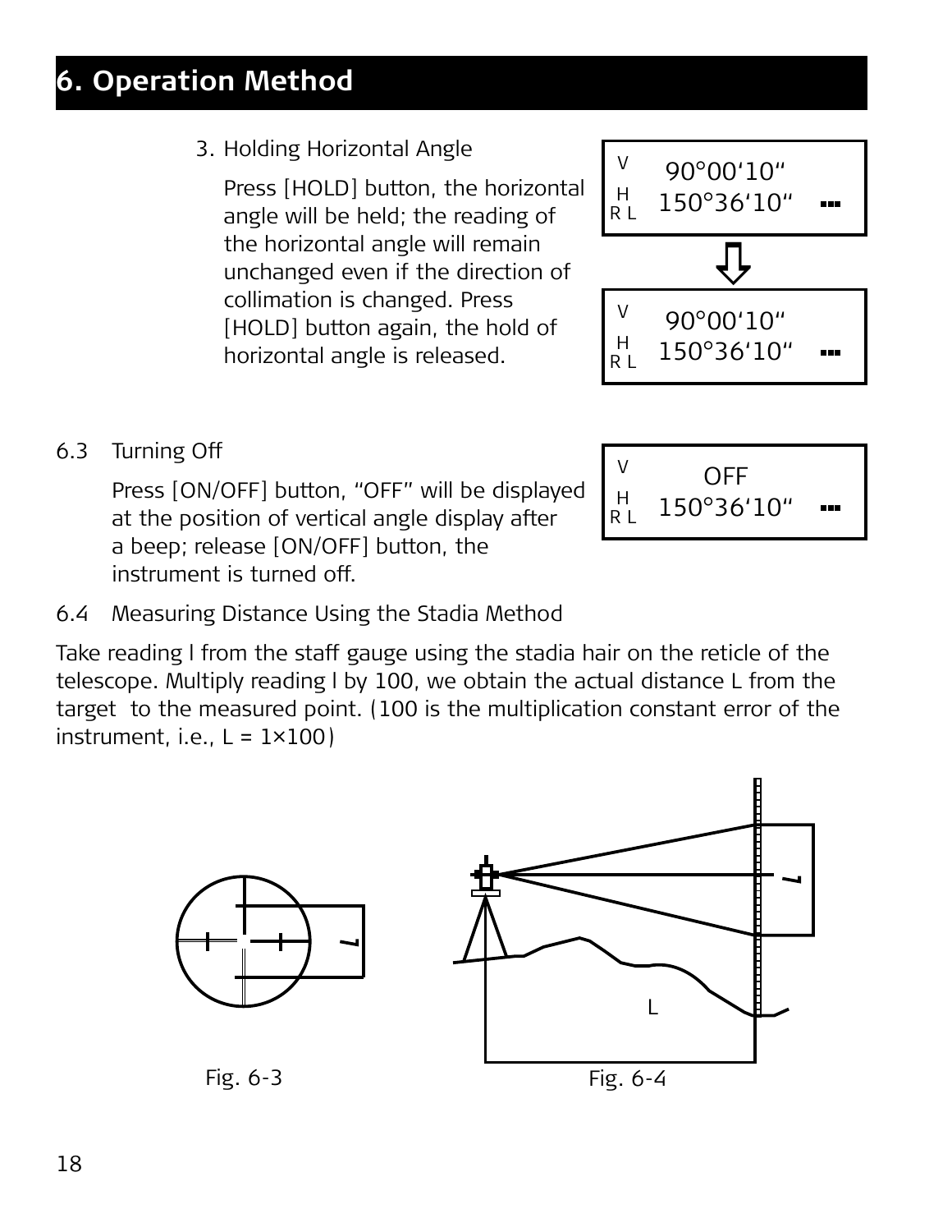# 6. Operation Method

3. Holding Horizontal Angle

   Press [HOLD] button, the horizontal angle will be held; the reading of the horizontal angle will remain unchanged even if the direction of collimation is changed. Press [HOLD] button again, the hold of horizontal angle is released.

```
V     90°00‘10“
H
R L  150°36‘10“
```

```
V     90°00‘10“
H
R L  150°36‘10“
```

6.3 Turning Off

Press [ON/OFF] button, “OFF” will be displayed at the position of vertical angle display after a beep; release [ON/OFF] button, the instrument is turned off.

```
V       OFF
H
R L  150°36‘10“
```

6.4 Measuring Distance Using the Stadia Method

Take reading l from the staff gauge using the stadia hair on the reticle of the telescope. Multiply reading l by 100, we obtain the actual distance L from the target to the measured point. (100 is the multiplication constant error of the instrument, i.e., L = 1×100)

Fig. 6-3

Fig. 6-4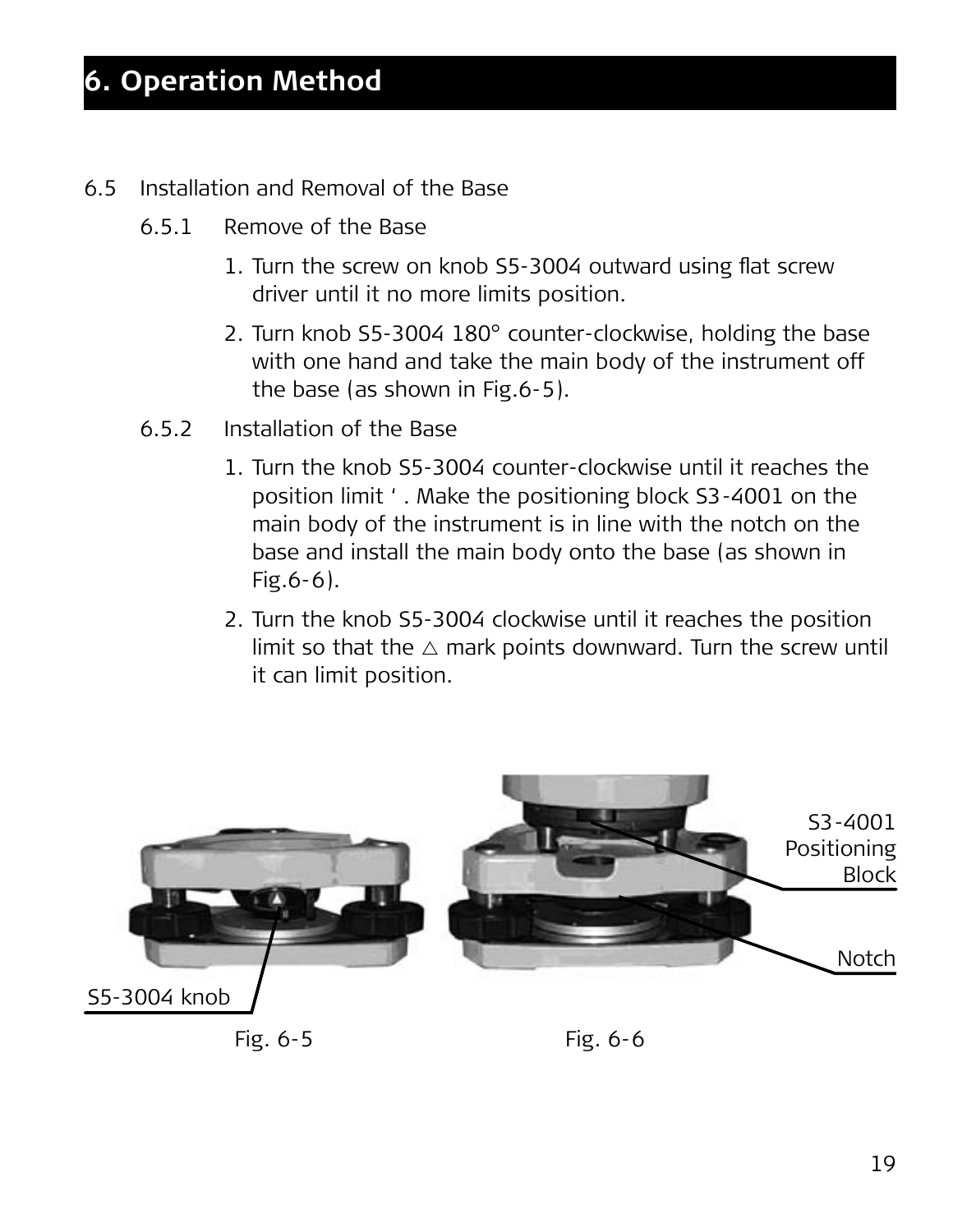# 6. Operation Method

6.5 Installation and Removal of the Base

6.5.1 Remove of the Base

1. Turn the screw on knob S5-3004 outward using flat screw driver until it no more limits position.
2. Turn knob S5-3004 180° counter-clockwise, holding the base with one hand and take the main body of the instrument off the base (as shown in Fig.6-5).

6.5.2 Installation of the Base

1. Turn the knob S5-3004 counter-clockwise until it reaches the position limit ' . Make the positioning block S3-4001 on the main body of the instrument is in line with the notch on the base and install the main body onto the base (as shown in Fig.6-6).
2. Turn the knob S5-3004 clockwise until it reaches the position limit so that the △ mark points downward. Turn the screw until it can limit position.

S5-3004 knob

Fig. 6-5

S3-4001 Positioning Block

Notch

Fig. 6-6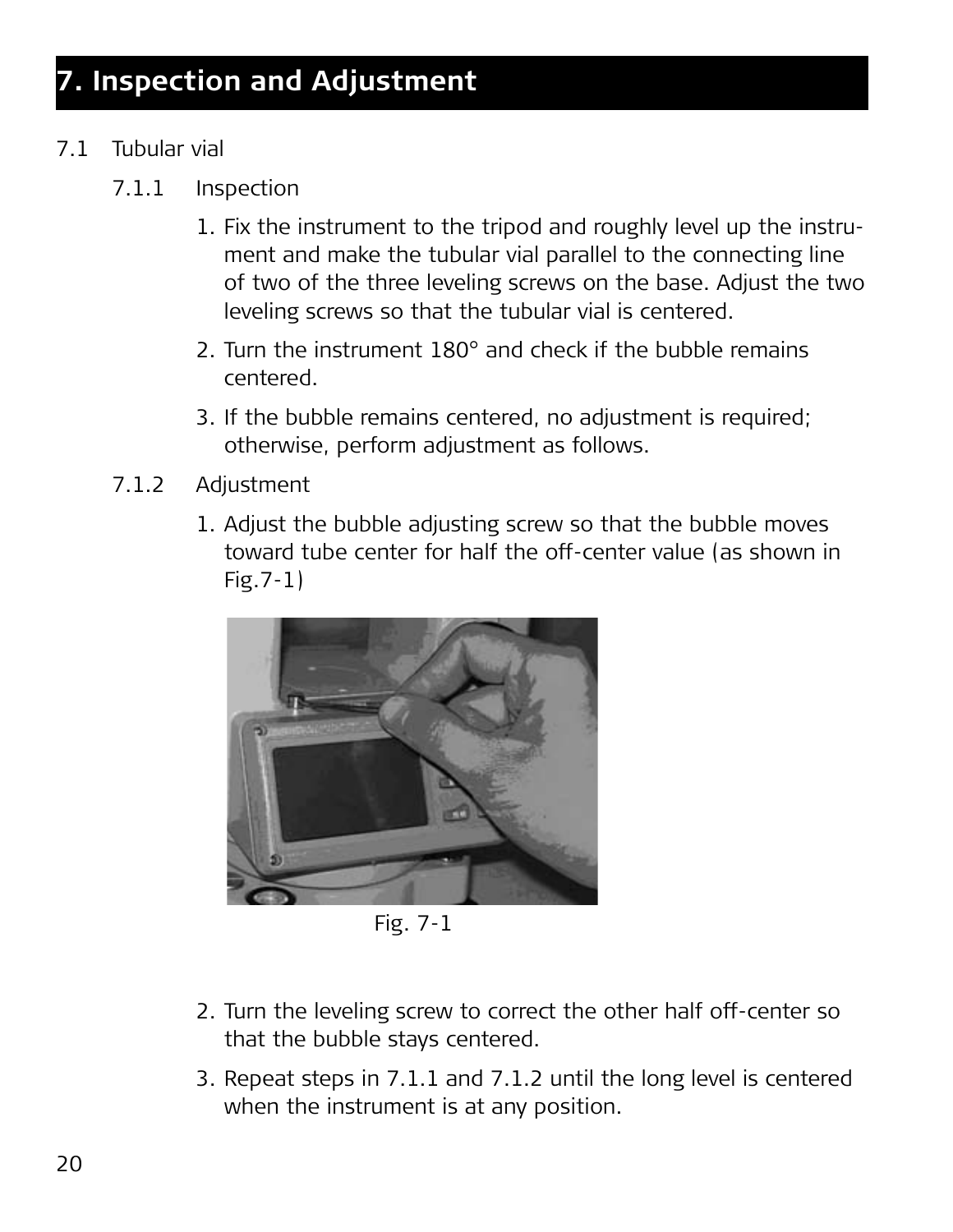# 7. Inspection and Adjustment

7.1 Tubular vial

7.1.1 Inspection

1. Fix the instrument to the tripod and roughly level up the instrument and make the tubular vial parallel to the connecting line of two of the three leveling screws on the base. Adjust the two leveling screws so that the tubular vial is centered.
2. Turn the instrument 180° and check if the bubble remains centered.
3. If the bubble remains centered, no adjustment is required; otherwise, perform adjustment as follows.

7.1.2 Adjustment

1. Adjust the bubble adjusting screw so that the bubble moves toward tube center for half the off-center value (as shown in Fig.7-1)

Fig. 7-1

2. Turn the leveling screw to correct the other half off-center so that the bubble stays centered.
3. Repeat steps in 7.1.1 and 7.1.2 until the long level is centered when the instrument is at any position.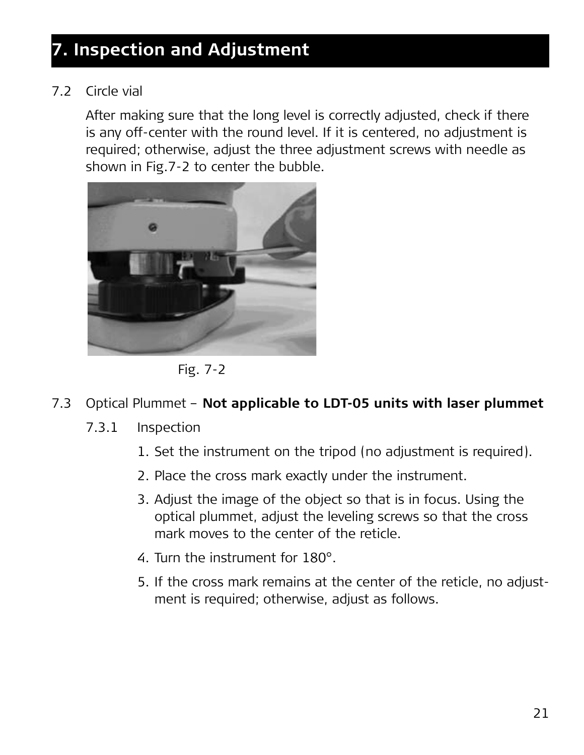# 7. Inspection and Adjustment

7.2 Circle vial

After making sure that the long level is correctly adjusted, check if there is any off-center with the round level. If it is centered, no adjustment is required; otherwise, adjust the three adjustment screws with needle as shown in Fig.7-2 to center the bubble.

Fig. 7-2

7.3 Optical Plummet – **Not applicable to LDT-05 units with laser plummet**

7.3.1 Inspection

1. Set the instrument on the tripod (no adjustment is required).
2. Place the cross mark exactly under the instrument.
3. Adjust the image of the object so that is in focus. Using the optical plummet, adjust the leveling screws so that the cross mark moves to the center of the reticle.
4. Turn the instrument for 180°.
5. If the cross mark remains at the center of the reticle, no adjustment is required; otherwise, adjust as follows.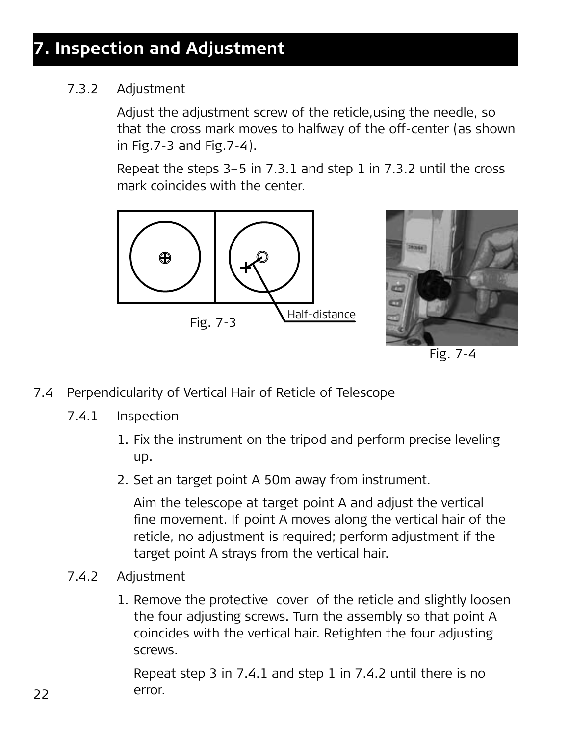# 7. Inspection and Adjustment

7.3.2 Adjustment

Adjust the adjustment screw of the reticle,using the needle, so that the cross mark moves to halfway of the off-center (as shown in Fig.7-3 and Fig.7-4).

Repeat the steps 3–5 in 7.3.1 and step 1 in 7.3.2 until the cross mark coincides with the center.

Half-distance

Fig. 7-3

Fig. 7-4

7.4 Perpendicularity of Vertical Hair of Reticle of Telescope

7.4.1 Inspection

1. Fix the instrument on the tripod and perform precise leveling up.
2. Set an target point A 50m away from instrument.

   Aim the telescope at target point A and adjust the vertical fine movement. If point A moves along the vertical hair of the reticle, no adjustment is required; perform adjustment if the target point A strays from the vertical hair.

7.4.2 Adjustment

1. Remove the protective cover of the reticle and slightly loosen the four adjusting screws. Turn the assembly so that point A coincides with the vertical hair. Retighten the four adjusting screws.

   Repeat step 3 in 7.4.1 and step 1 in 7.4.2 until there is no error.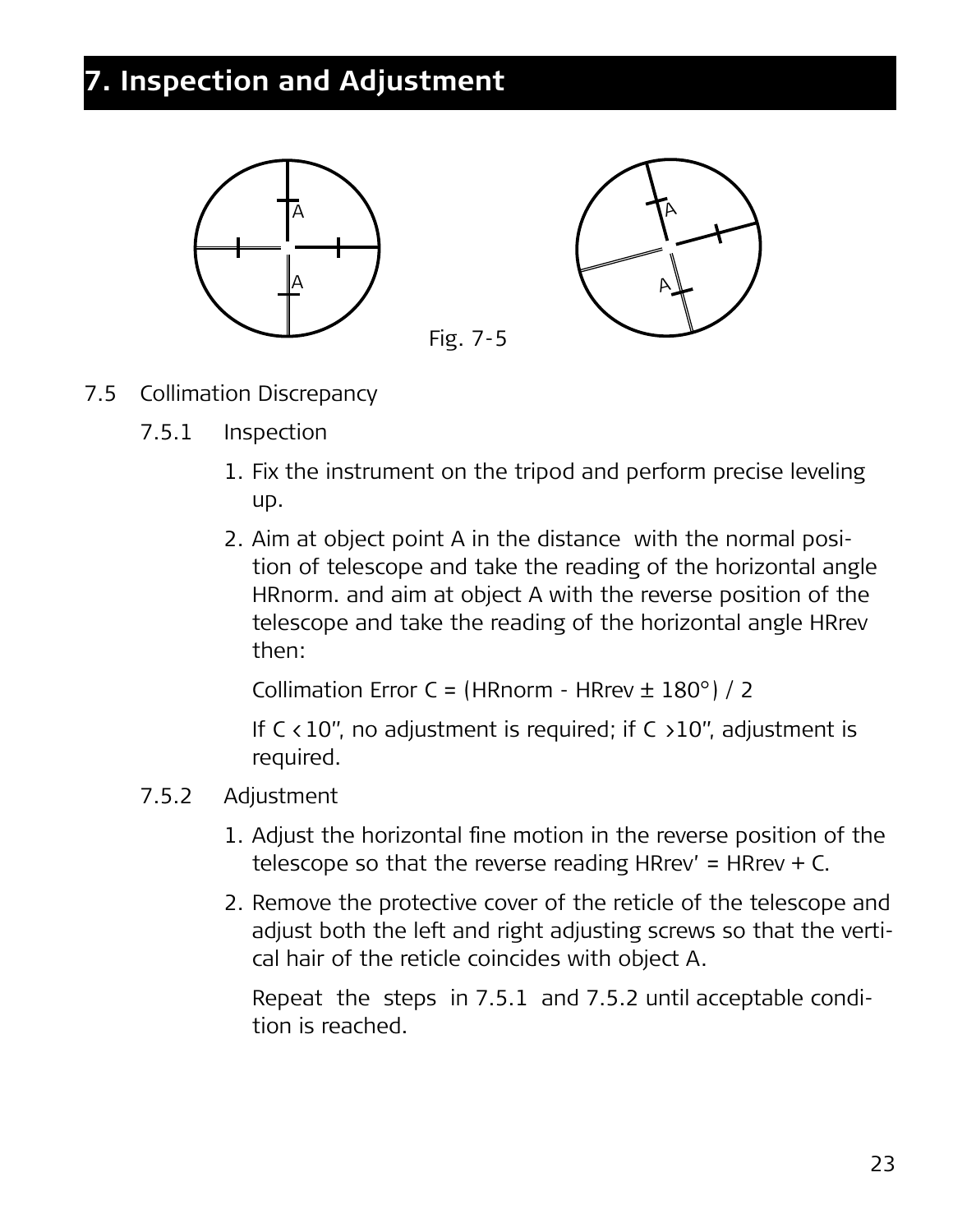# 7. Inspection and Adjustment

Fig. 7-5

## 7.5 Collimation Discrepancy

### 7.5.1 Inspection

1. Fix the instrument on the tripod and perform precise leveling up.
2. Aim at object point A in the distance with the normal position of telescope and take the reading of the horizontal angle HRnorm. and aim at object A with the reverse position of the telescope and take the reading of the horizontal angle HRrev then:

   Collimation Error C = (HRnorm - HRrev ± 180°) / 2

   If C < 10", no adjustment is required; if C > 10", adjustment is required.

### 7.5.2 Adjustment

1. Adjust the horizontal fine motion in the reverse position of the telescope so that the reverse reading HRrev' = HRrev + C.
2. Remove the protective cover of the reticle of the telescope and adjust both the left and right adjusting screws so that the vertical hair of the reticle coincides with object A.

   Repeat the steps in 7.5.1 and 7.5.2 until acceptable condition is reached.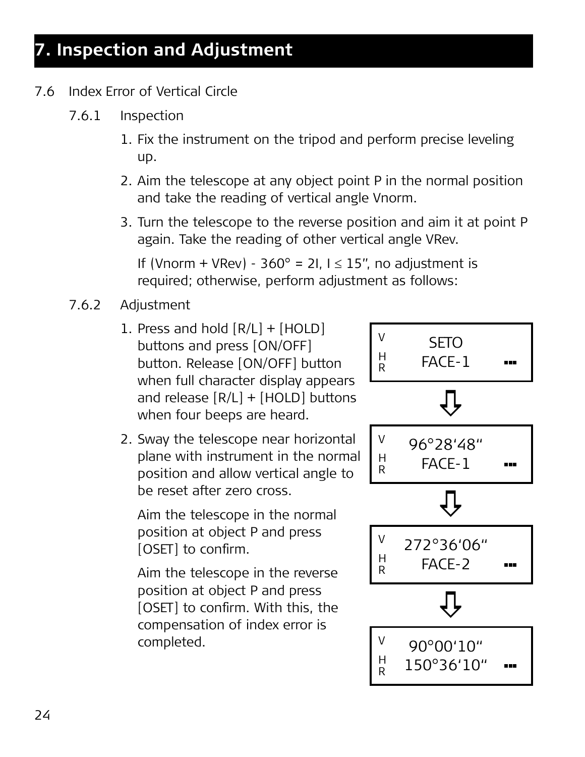# 7. Inspection and Adjustment

7.6 Index Error of Vertical Circle

7.6.1 Inspection

1. Fix the instrument on the tripod and perform precise leveling up.
2. Aim the telescope at any object point P in the normal position and take the reading of vertical angle Vnorm.
3. Turn the telescope to the reverse position and aim it at point P again. Take the reading of other vertical angle VRev.

   If (Vnorm + VRev) - 360° = 2I, I ≤ 15", no adjustment is required; otherwise, perform adjustment as follows:

7.6.2 Adjustment

1. Press and hold [R/L] + [HOLD] buttons and press [ON/OFF] button. Release [ON/OFF] button when full character display appears and release [R/L] + [HOLD] buttons when four beeps are heard.
2. Sway the telescope near horizontal plane with instrument in the normal position and allow vertical angle to be reset after zero cross.

   Aim the telescope in the normal position at object P and press [OSET] to confirm.

   Aim the telescope in the reverse position at object P and press [OSET] to confirm. With this, the compensation of index error is completed.

```
V    SETO
HR   FACE-1
```

⇩

```
V    96°28'48"
HR   FACE-1
```

⇩

```
V    272°36'06"
HR   FACE-2
```

⇩

```
V    90°00'10"
HR   150°36'10"
```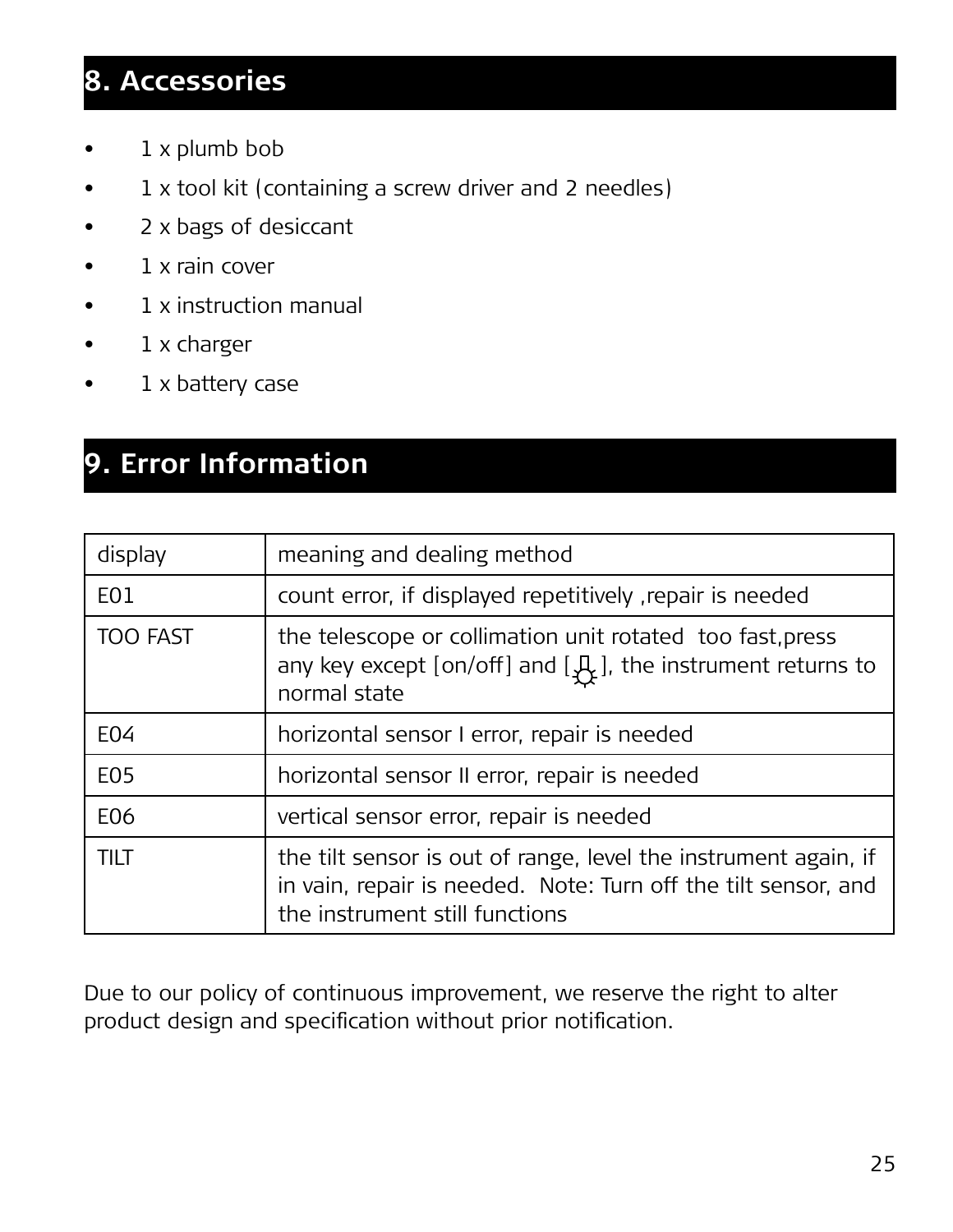## 8. Accessories

- 1 x plumb bob
- 1 x tool kit (containing a screw driver and 2 needles)
- 2 x bags of desiccant
- 1 x rain cover
- 1 x instruction manual
- 1 x charger
- 1 x battery case

## 9. Error Information

| display | meaning and dealing method |
|---|---|
| E01 | count error, if displayed repetitively ,repair is needed |
| TOO FAST | the telescope or collimation unit rotated too fast,press any key except [on/off] and [☼], the instrument returns to normal state |
| E04 | horizontal sensor I error, repair is needed |
| E05 | horizontal sensor II error, repair is needed |
| E06 | vertical sensor error, repair is needed |
| TILT | the tilt sensor is out of range, level the instrument again, if in vain, repair is needed. Note: Turn off the tilt sensor, and the instrument still functions |

Due to our policy of continuous improvement, we reserve the right to alter product design and specification without prior notification.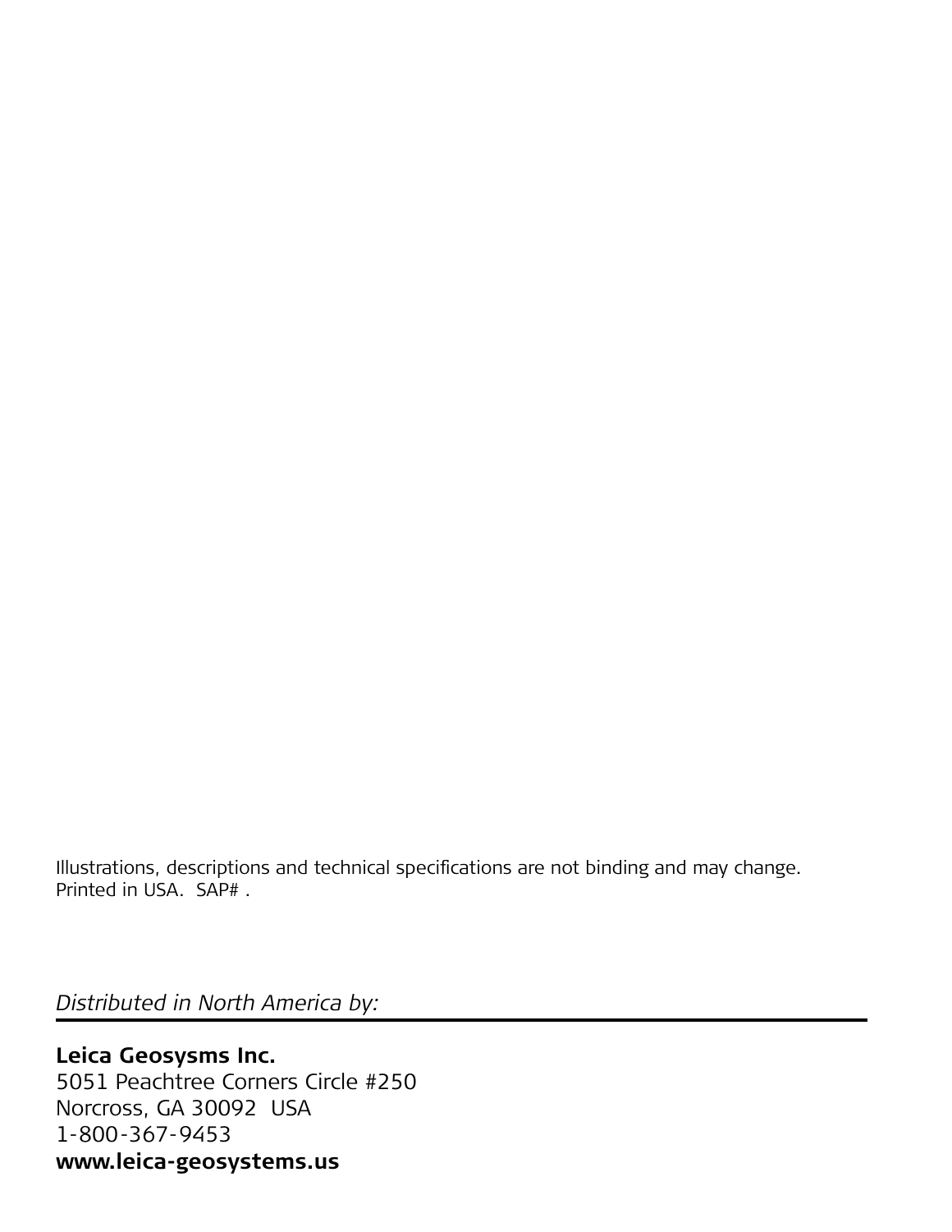Illustrations, descriptions and technical specifications are not binding and may change.
Printed in USA.  SAP# .

*Distributed in North America by:*

---

**Leica Geosysms Inc.**
5051 Peachtree Corners Circle #250
Norcross, GA 30092  USA
1-800-367-9453
**www.leica-geosystems.us**